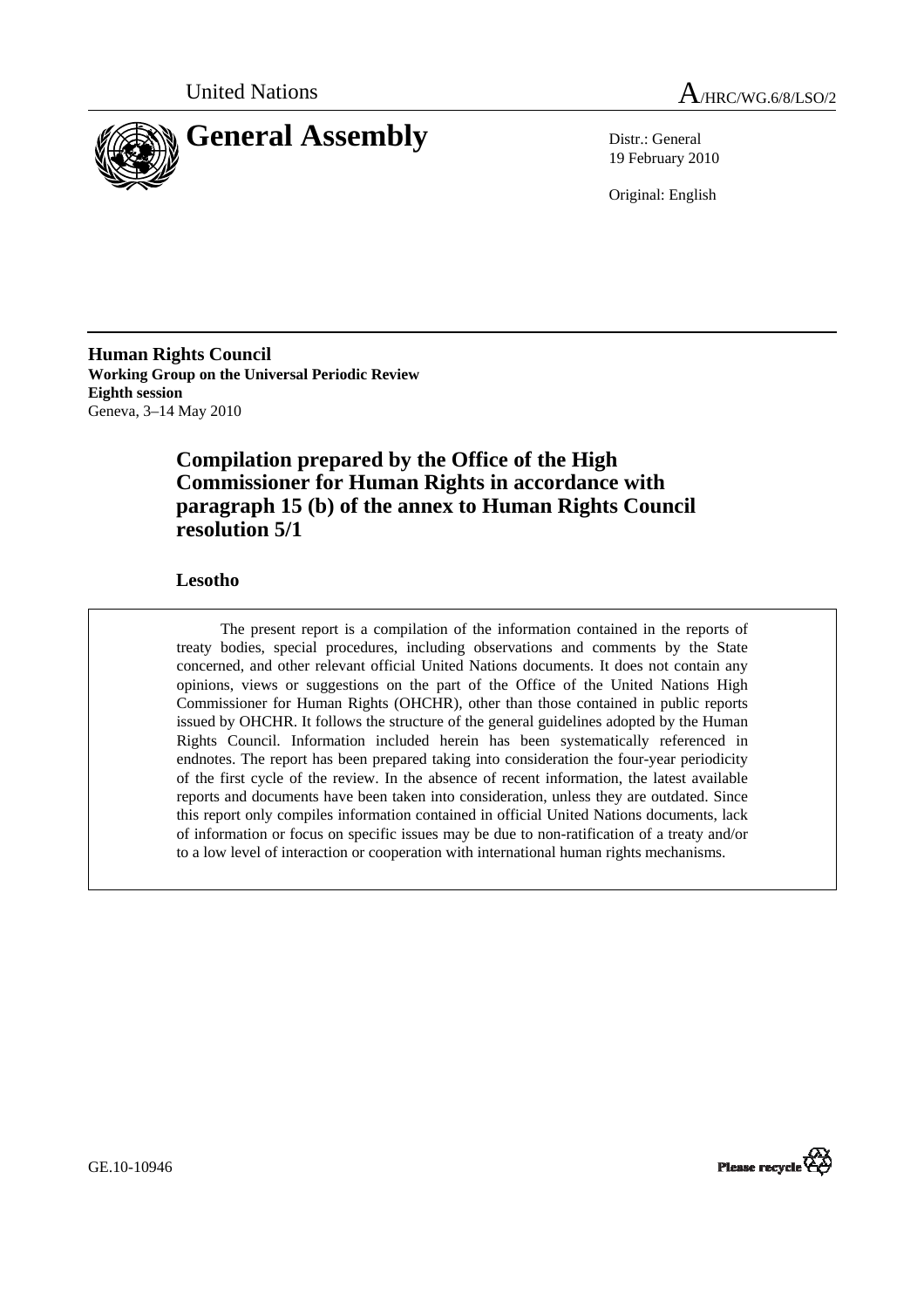United Nations | A/HRC/WG.6/8/LSO/2

# General Assembly

Distr.: General
19 February 2010

Original: English

**Human Rights Council**
**Working Group on the Universal Periodic Review**
**Eighth session**
Geneva, 3–14 May 2010

## Compilation prepared by the Office of the High Commissioner for Human Rights in accordance with paragraph 15 (b) of the annex to Human Rights Council resolution 5/1

### Lesotho

The present report is a compilation of the information contained in the reports of treaty bodies, special procedures, including observations and comments by the State concerned, and other relevant official United Nations documents. It does not contain any opinions, views or suggestions on the part of the Office of the United Nations High Commissioner for Human Rights (OHCHR), other than those contained in public reports issued by OHCHR. It follows the structure of the general guidelines adopted by the Human Rights Council. Information included herein has been systematically referenced in endnotes. The report has been prepared taking into consideration the four-year periodicity of the first cycle of the review. In the absence of recent information, the latest available reports and documents have been taken into consideration, unless they are outdated. Since this report only compiles information contained in official United Nations documents, lack of information or focus on specific issues may be due to non-ratification of a treaty and/or to a low level of interaction or cooperation with international human rights mechanisms.

GE.10-10946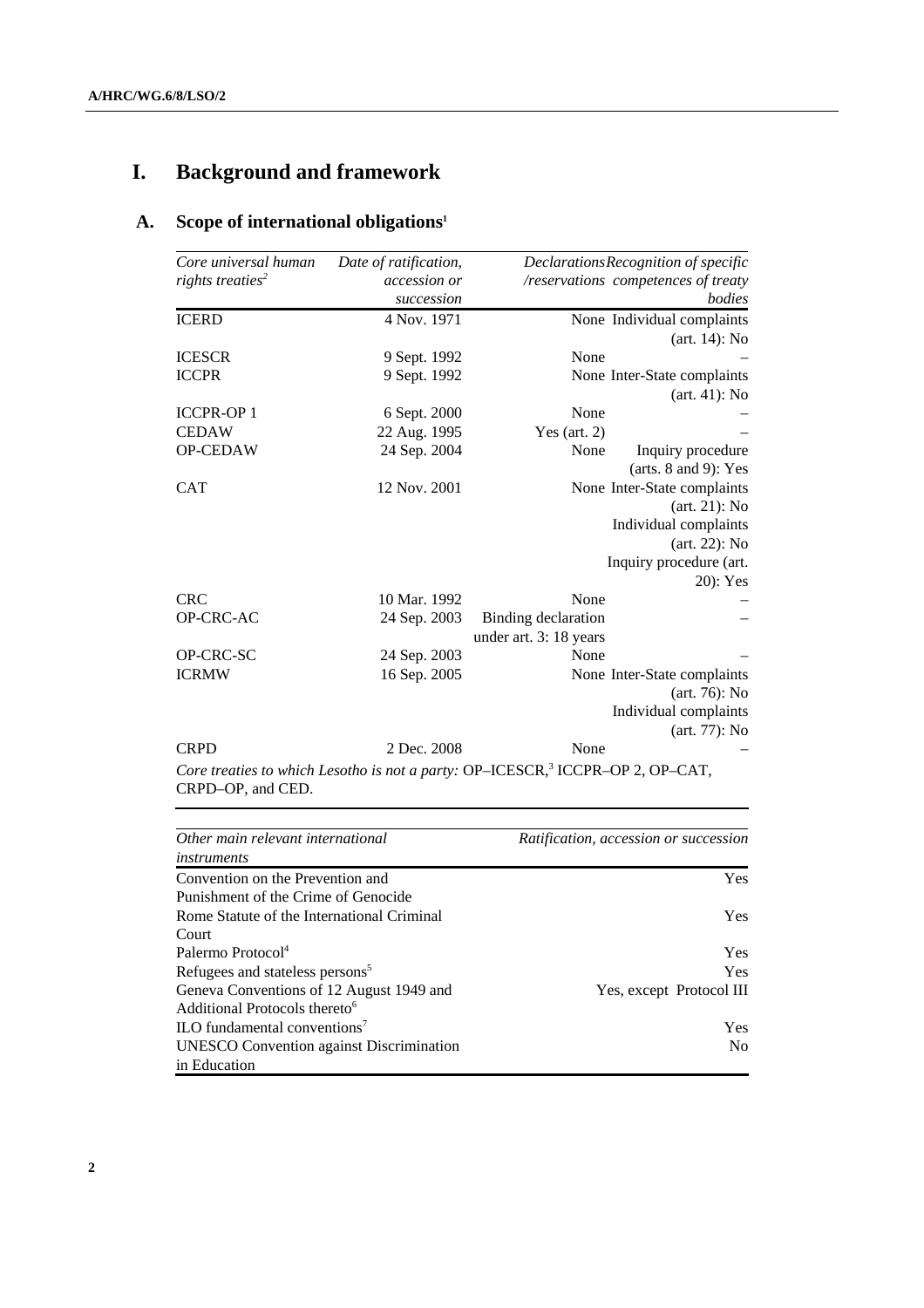# I. Background and framework

## A. Scope of international obligations[1]

| *Core universal human rights treaties*[2] | *Date of ratification, accession or succession* | *Declarations /reservations* | *Recognition of specific competences of treaty bodies* |
|---|---|---|---|
| ICERD | 4 Nov. 1971 | None | Individual complaints (art. 14): No |
| ICESCR | 9 Sept. 1992 | None | – |
| ICCPR | 9 Sept. 1992 | None | Inter-State complaints (art. 41): No |
| ICCPR-OP 1 | 6 Sept. 2000 | None | – |
| CEDAW | 22 Aug. 1995 | Yes (art. 2) | – |
| OP-CEDAW | 24 Sep. 2004 | None | Inquiry procedure (arts. 8 and 9): Yes |
| CAT | 12 Nov. 2001 | None | Inter-State complaints (art. 21): No<br>Individual complaints (art. 22): No<br>Inquiry procedure (art. 20): Yes |
| CRC | 10 Mar. 1992 | None | – |
| OP-CRC-AC | 24 Sep. 2003 | Binding declaration under art. 3: 18 years | – |
| OP-CRC-SC | 24 Sep. 2003 | None | – |
| ICRMW | 16 Sep. 2005 | None | Inter-State complaints (art. 76): No<br>Individual complaints (art. 77): No |
| CRPD | 2 Dec. 2008 | None | – |

*Core treaties to which Lesotho is not a party:* OP–ICESCR,[3] ICCPR–OP 2, OP–CAT, CRPD–OP, and CED.

| *Other main relevant international instruments* | *Ratification, accession or succession* |
|---|---|
| Convention on the Prevention and Punishment of the Crime of Genocide | Yes |
| Rome Statute of the International Criminal Court | Yes |
| Palermo Protocol[4] | Yes |
| Refugees and stateless persons[5] | Yes |
| Geneva Conventions of 12 August 1949 and Additional Protocols thereto[6] | Yes, except Protocol III |
| ILO fundamental conventions[7] | Yes |
| UNESCO Convention against Discrimination in Education | No |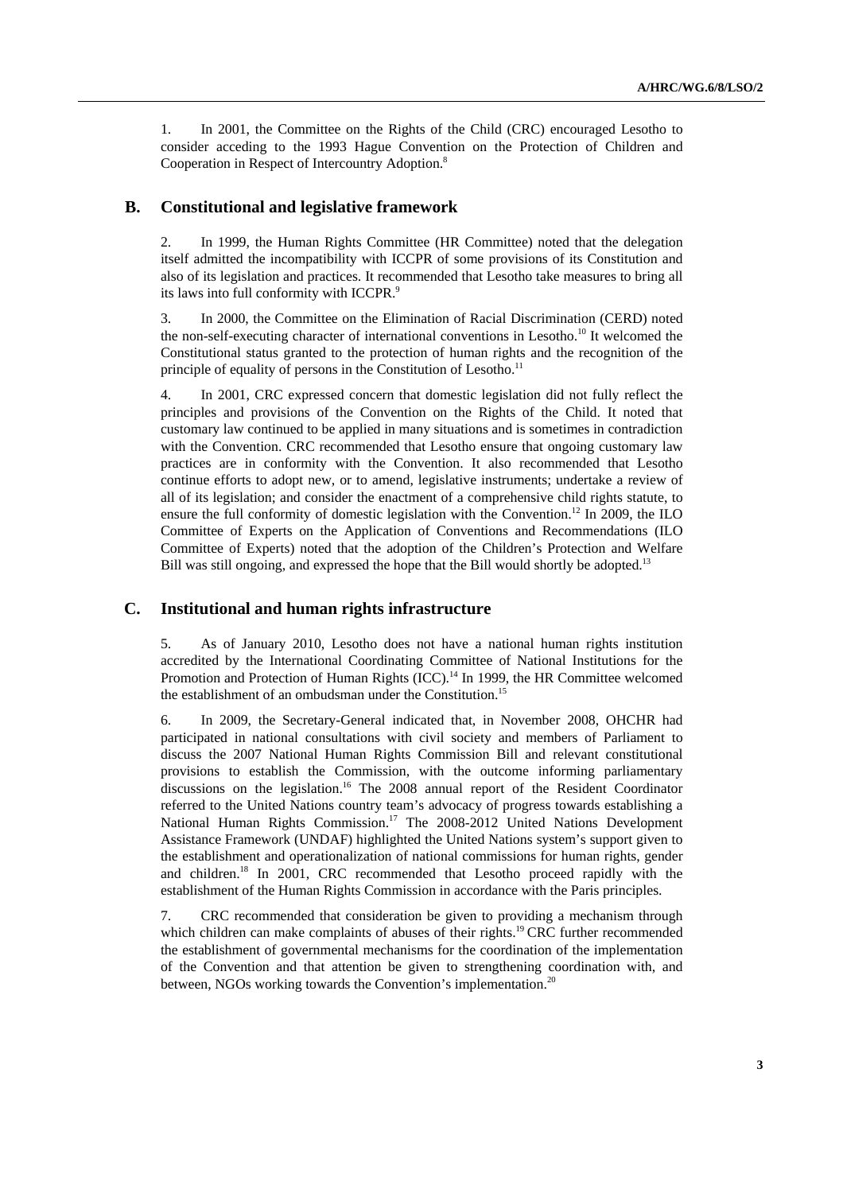1. In 2001, the Committee on the Rights of the Child (CRC) encouraged Lesotho to consider acceding to the 1993 Hague Convention on the Protection of Children and Cooperation in Respect of Intercountry Adoption.[8]

## B. Constitutional and legislative framework

2. In 1999, the Human Rights Committee (HR Committee) noted that the delegation itself admitted the incompatibility with ICCPR of some provisions of its Constitution and also of its legislation and practices. It recommended that Lesotho take measures to bring all its laws into full conformity with ICCPR.[9]

3. In 2000, the Committee on the Elimination of Racial Discrimination (CERD) noted the non-self-executing character of international conventions in Lesotho.[10] It welcomed the Constitutional status granted to the protection of human rights and the recognition of the principle of equality of persons in the Constitution of Lesotho.[11]

4. In 2001, CRC expressed concern that domestic legislation did not fully reflect the principles and provisions of the Convention on the Rights of the Child. It noted that customary law continued to be applied in many situations and is sometimes in contradiction with the Convention. CRC recommended that Lesotho ensure that ongoing customary law practices are in conformity with the Convention. It also recommended that Lesotho continue efforts to adopt new, or to amend, legislative instruments; undertake a review of all of its legislation; and consider the enactment of a comprehensive child rights statute, to ensure the full conformity of domestic legislation with the Convention.[12] In 2009, the ILO Committee of Experts on the Application of Conventions and Recommendations (ILO Committee of Experts) noted that the adoption of the Children's Protection and Welfare Bill was still ongoing, and expressed the hope that the Bill would shortly be adopted.[13]

## C. Institutional and human rights infrastructure

5. As of January 2010, Lesotho does not have a national human rights institution accredited by the International Coordinating Committee of National Institutions for the Promotion and Protection of Human Rights (ICC).[14] In 1999, the HR Committee welcomed the establishment of an ombudsman under the Constitution.[15]

6. In 2009, the Secretary-General indicated that, in November 2008, OHCHR had participated in national consultations with civil society and members of Parliament to discuss the 2007 National Human Rights Commission Bill and relevant constitutional provisions to establish the Commission, with the outcome informing parliamentary discussions on the legislation.[16] The 2008 annual report of the Resident Coordinator referred to the United Nations country team's advocacy of progress towards establishing a National Human Rights Commission.[17] The 2008-2012 United Nations Development Assistance Framework (UNDAF) highlighted the United Nations system's support given to the establishment and operationalization of national commissions for human rights, gender and children.[18] In 2001, CRC recommended that Lesotho proceed rapidly with the establishment of the Human Rights Commission in accordance with the Paris principles.

7. CRC recommended that consideration be given to providing a mechanism through which children can make complaints of abuses of their rights.[19] CRC further recommended the establishment of governmental mechanisms for the coordination of the implementation of the Convention and that attention be given to strengthening coordination with, and between, NGOs working towards the Convention's implementation.[20]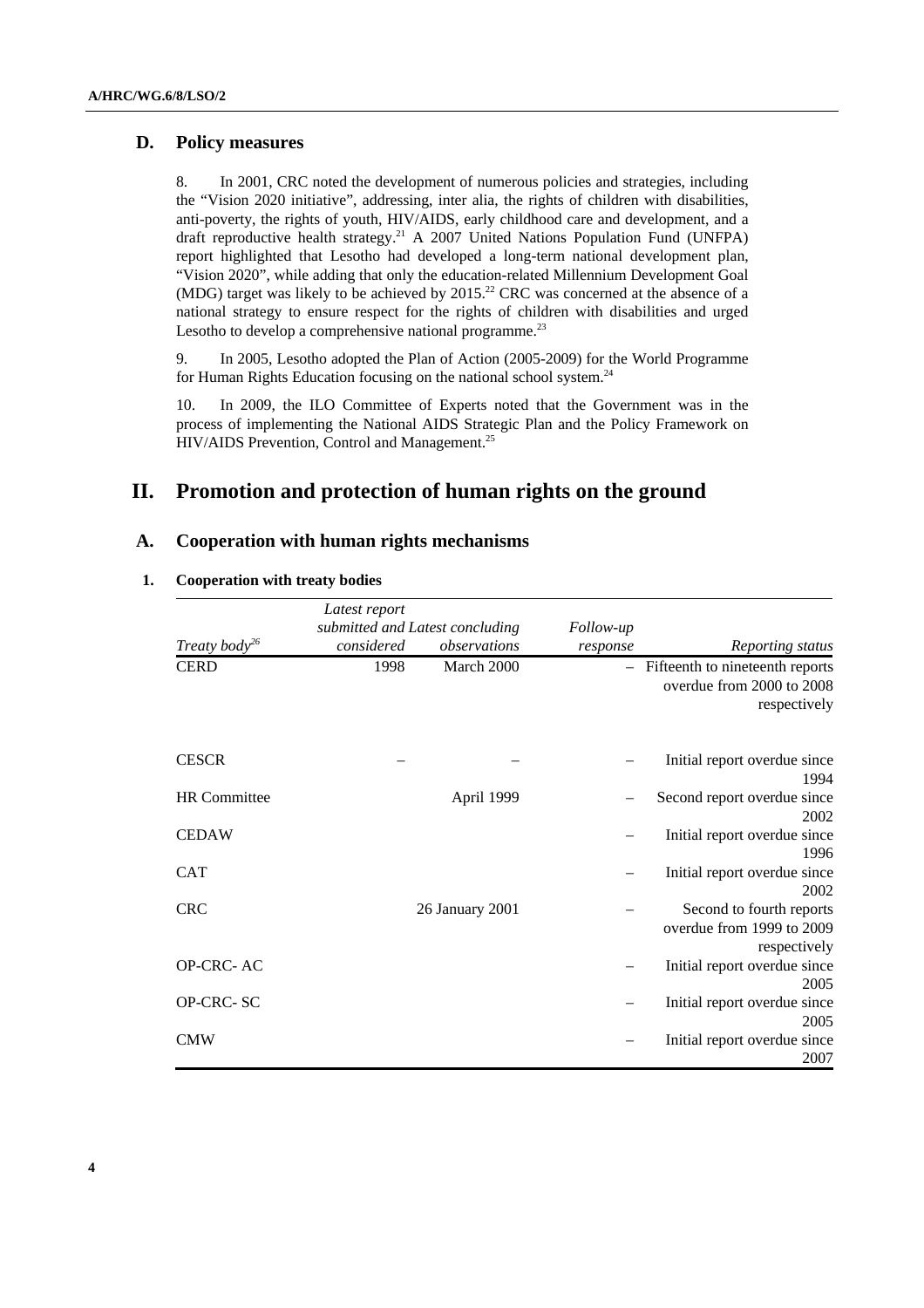## D. Policy measures

8. In 2001, CRC noted the development of numerous policies and strategies, including the "Vision 2020 initiative", addressing, inter alia, the rights of children with disabilities, anti-poverty, the rights of youth, HIV/AIDS, early childhood care and development, and a draft reproductive health strategy.[21] A 2007 United Nations Population Fund (UNFPA) report highlighted that Lesotho had developed a long-term national development plan, "Vision 2020", while adding that only the education-related Millennium Development Goal (MDG) target was likely to be achieved by 2015.[22] CRC was concerned at the absence of a national strategy to ensure respect for the rights of children with disabilities and urged Lesotho to develop a comprehensive national programme.[23]

9. In 2005, Lesotho adopted the Plan of Action (2005-2009) for the World Programme for Human Rights Education focusing on the national school system.[24]

10. In 2009, the ILO Committee of Experts noted that the Government was in the process of implementing the National AIDS Strategic Plan and the Policy Framework on HIV/AIDS Prevention, Control and Management.[25]

# II. Promotion and protection of human rights on the ground

## A. Cooperation with human rights mechanisms

### 1. Cooperation with treaty bodies

| *Treaty body*[26] | *Latest report submitted and considered* | *Latest concluding observations* | *Follow-up response* | *Reporting status* |
|---|---|---|---|---|
| CERD | 1998 | March 2000 | – | Fifteenth to nineteenth reports overdue from 2000 to 2008 respectively |
| CESCR | – | – | – | Initial report overdue since 1994 |
| HR Committee | | April 1999 | – | Second report overdue since 2002 |
| CEDAW | | | – | Initial report overdue since 1996 |
| CAT | | | – | Initial report overdue since 2002 |
| CRC | | 26 January 2001 | – | Second to fourth reports overdue from 1999 to 2009 respectively |
| OP-CRC- AC | | | – | Initial report overdue since 2005 |
| OP-CRC- SC | | | – | Initial report overdue since 2005 |
| CMW | | | – | Initial report overdue since 2007 |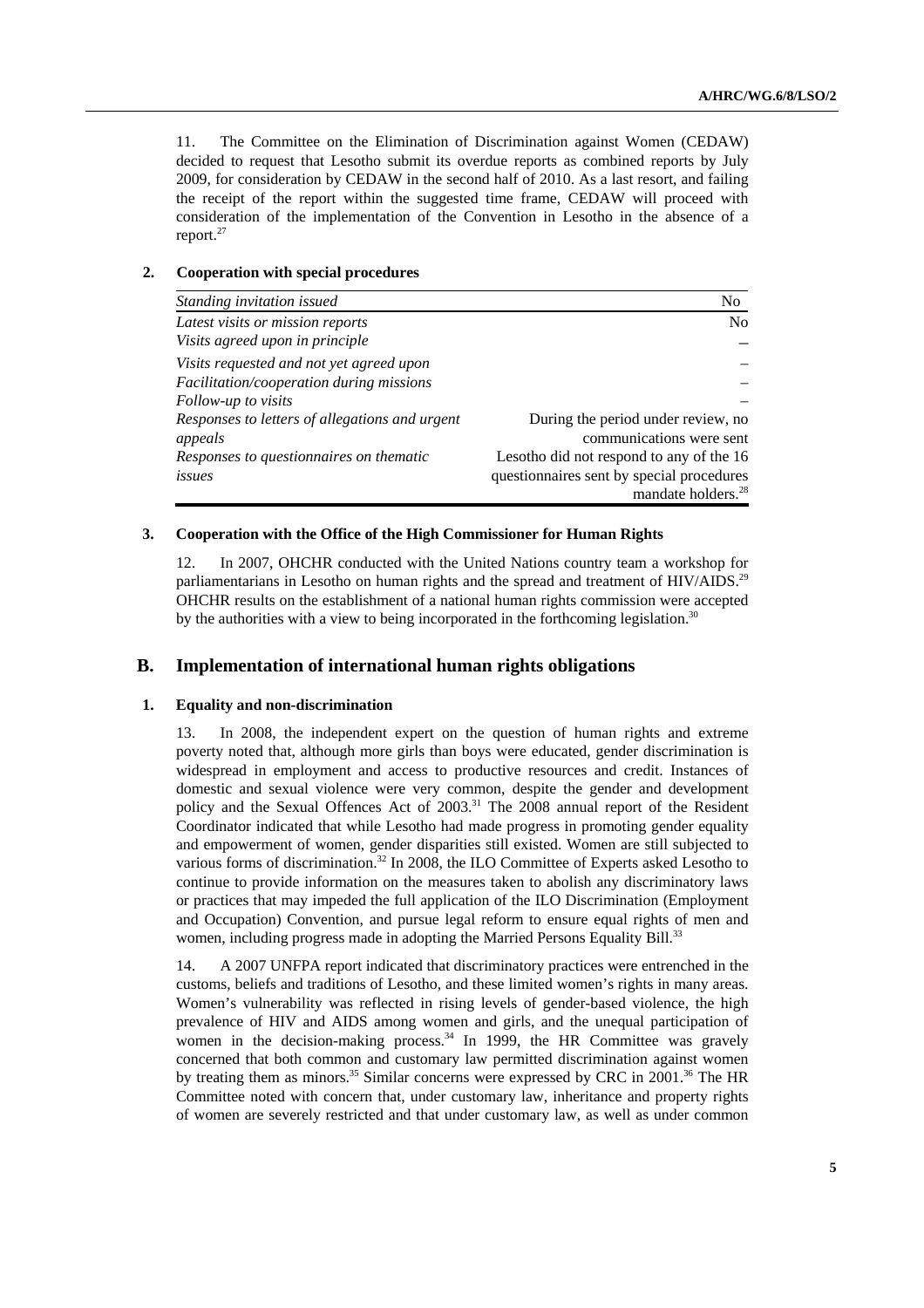11. The Committee on the Elimination of Discrimination against Women (CEDAW) decided to request that Lesotho submit its overdue reports as combined reports by July 2009, for consideration by CEDAW in the second half of 2010. As a last resort, and failing the receipt of the report within the suggested time frame, CEDAW will proceed with consideration of the implementation of the Convention in Lesotho in the absence of a report.[27]

### 2. Cooperation with special procedures

| *Standing invitation issued* | No |
|---|---|
| *Latest visits or mission reports* | No |
| *Visits agreed upon in principle* | – |
| *Visits requested and not yet agreed upon* | – |
| *Facilitation/cooperation during missions* | – |
| *Follow-up to visits* | – |
| *Responses to letters of allegations and urgent appeals* | During the period under review, no communications were sent |
| *Responses to questionnaires on thematic issues* | Lesotho did not respond to any of the 16 questionnaires sent by special procedures mandate holders.[28] |

### 3. Cooperation with the Office of the High Commissioner for Human Rights

12. In 2007, OHCHR conducted with the United Nations country team a workshop for parliamentarians in Lesotho on human rights and the spread and treatment of HIV/AIDS.[29] OHCHR results on the establishment of a national human rights commission were accepted by the authorities with a view to being incorporated in the forthcoming legislation.[30]

## B. Implementation of international human rights obligations

### 1. Equality and non-discrimination

13. In 2008, the independent expert on the question of human rights and extreme poverty noted that, although more girls than boys were educated, gender discrimination is widespread in employment and access to productive resources and credit. Instances of domestic and sexual violence were very common, despite the gender and development policy and the Sexual Offences Act of 2003.[31] The 2008 annual report of the Resident Coordinator indicated that while Lesotho had made progress in promoting gender equality and empowerment of women, gender disparities still existed. Women are still subjected to various forms of discrimination.[32] In 2008, the ILO Committee of Experts asked Lesotho to continue to provide information on the measures taken to abolish any discriminatory laws or practices that may impeded the full application of the ILO Discrimination (Employment and Occupation) Convention, and pursue legal reform to ensure equal rights of men and women, including progress made in adopting the Married Persons Equality Bill.[33]

14. A 2007 UNFPA report indicated that discriminatory practices were entrenched in the customs, beliefs and traditions of Lesotho, and these limited women's rights in many areas. Women's vulnerability was reflected in rising levels of gender-based violence, the high prevalence of HIV and AIDS among women and girls, and the unequal participation of women in the decision-making process.[34] In 1999, the HR Committee was gravely concerned that both common and customary law permitted discrimination against women by treating them as minors.[35] Similar concerns were expressed by CRC in 2001.[36] The HR Committee noted with concern that, under customary law, inheritance and property rights of women are severely restricted and that under customary law, as well as under common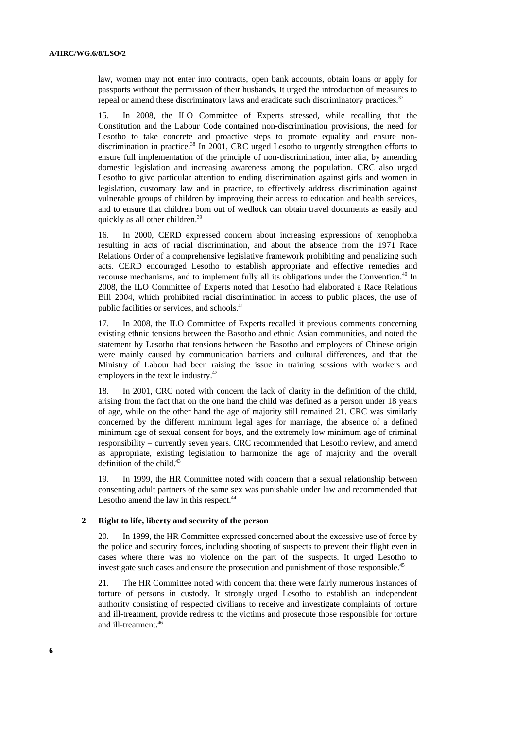law, women may not enter into contracts, open bank accounts, obtain loans or apply for passports without the permission of their husbands. It urged the introduction of measures to repeal or amend these discriminatory laws and eradicate such discriminatory practices.[37]

15. In 2008, the ILO Committee of Experts stressed, while recalling that the Constitution and the Labour Code contained non-discrimination provisions, the need for Lesotho to take concrete and proactive steps to promote equality and ensure non-discrimination in practice.[38] In 2001, CRC urged Lesotho to urgently strengthen efforts to ensure full implementation of the principle of non-discrimination, inter alia, by amending domestic legislation and increasing awareness among the population. CRC also urged Lesotho to give particular attention to ending discrimination against girls and women in legislation, customary law and in practice, to effectively address discrimination against vulnerable groups of children by improving their access to education and health services, and to ensure that children born out of wedlock can obtain travel documents as easily and quickly as all other children.[39]

16. In 2000, CERD expressed concern about increasing expressions of xenophobia resulting in acts of racial discrimination, and about the absence from the 1971 Race Relations Order of a comprehensive legislative framework prohibiting and penalizing such acts. CERD encouraged Lesotho to establish appropriate and effective remedies and recourse mechanisms, and to implement fully all its obligations under the Convention.[40] In 2008, the ILO Committee of Experts noted that Lesotho had elaborated a Race Relations Bill 2004, which prohibited racial discrimination in access to public places, the use of public facilities or services, and schools.[41]

17. In 2008, the ILO Committee of Experts recalled it previous comments concerning existing ethnic tensions between the Basotho and ethnic Asian communities, and noted the statement by Lesotho that tensions between the Basotho and employers of Chinese origin were mainly caused by communication barriers and cultural differences, and that the Ministry of Labour had been raising the issue in training sessions with workers and employers in the textile industry.[42]

18. In 2001, CRC noted with concern the lack of clarity in the definition of the child, arising from the fact that on the one hand the child was defined as a person under 18 years of age, while on the other hand the age of majority still remained 21. CRC was similarly concerned by the different minimum legal ages for marriage, the absence of a defined minimum age of sexual consent for boys, and the extremely low minimum age of criminal responsibility – currently seven years. CRC recommended that Lesotho review, and amend as appropriate, existing legislation to harmonize the age of majority and the overall definition of the child.[43]

19. In 1999, the HR Committee noted with concern that a sexual relationship between consenting adult partners of the same sex was punishable under law and recommended that Lesotho amend the law in this respect.[44]

### 2 Right to life, liberty and security of the person

20. In 1999, the HR Committee expressed concerned about the excessive use of force by the police and security forces, including shooting of suspects to prevent their flight even in cases where there was no violence on the part of the suspects. It urged Lesotho to investigate such cases and ensure the prosecution and punishment of those responsible.[45]

21. The HR Committee noted with concern that there were fairly numerous instances of torture of persons in custody. It strongly urged Lesotho to establish an independent authority consisting of respected civilians to receive and investigate complaints of torture and ill-treatment, provide redress to the victims and prosecute those responsible for torture and ill-treatment.[46]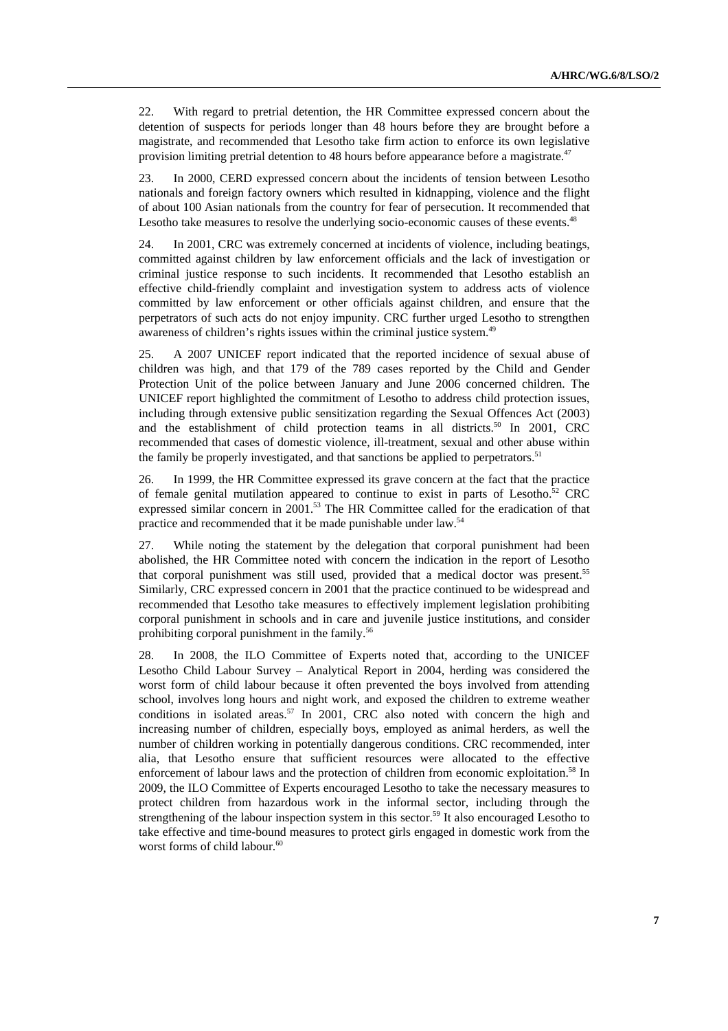22. With regard to pretrial detention, the HR Committee expressed concern about the detention of suspects for periods longer than 48 hours before they are brought before a magistrate, and recommended that Lesotho take firm action to enforce its own legislative provision limiting pretrial detention to 48 hours before appearance before a magistrate.[47]

23. In 2000, CERD expressed concern about the incidents of tension between Lesotho nationals and foreign factory owners which resulted in kidnapping, violence and the flight of about 100 Asian nationals from the country for fear of persecution. It recommended that Lesotho take measures to resolve the underlying socio-economic causes of these events.[48]

24. In 2001, CRC was extremely concerned at incidents of violence, including beatings, committed against children by law enforcement officials and the lack of investigation or criminal justice response to such incidents. It recommended that Lesotho establish an effective child-friendly complaint and investigation system to address acts of violence committed by law enforcement or other officials against children, and ensure that the perpetrators of such acts do not enjoy impunity. CRC further urged Lesotho to strengthen awareness of children's rights issues within the criminal justice system.[49]

25. A 2007 UNICEF report indicated that the reported incidence of sexual abuse of children was high, and that 179 of the 789 cases reported by the Child and Gender Protection Unit of the police between January and June 2006 concerned children. The UNICEF report highlighted the commitment of Lesotho to address child protection issues, including through extensive public sensitization regarding the Sexual Offences Act (2003) and the establishment of child protection teams in all districts.[50] In 2001, CRC recommended that cases of domestic violence, ill-treatment, sexual and other abuse within the family be properly investigated, and that sanctions be applied to perpetrators.[51]

26. In 1999, the HR Committee expressed its grave concern at the fact that the practice of female genital mutilation appeared to continue to exist in parts of Lesotho.[52] CRC expressed similar concern in 2001.[53] The HR Committee called for the eradication of that practice and recommended that it be made punishable under law.[54]

27. While noting the statement by the delegation that corporal punishment had been abolished, the HR Committee noted with concern the indication in the report of Lesotho that corporal punishment was still used, provided that a medical doctor was present.[55] Similarly, CRC expressed concern in 2001 that the practice continued to be widespread and recommended that Lesotho take measures to effectively implement legislation prohibiting corporal punishment in schools and in care and juvenile justice institutions, and consider prohibiting corporal punishment in the family.[56]

28. In 2008, the ILO Committee of Experts noted that, according to the UNICEF Lesotho Child Labour Survey – Analytical Report in 2004, herding was considered the worst form of child labour because it often prevented the boys involved from attending school, involves long hours and night work, and exposed the children to extreme weather conditions in isolated areas.[57] In 2001, CRC also noted with concern the high and increasing number of children, especially boys, employed as animal herders, as well the number of children working in potentially dangerous conditions. CRC recommended, inter alia, that Lesotho ensure that sufficient resources were allocated to the effective enforcement of labour laws and the protection of children from economic exploitation.[58] In 2009, the ILO Committee of Experts encouraged Lesotho to take the necessary measures to protect children from hazardous work in the informal sector, including through the strengthening of the labour inspection system in this sector.[59] It also encouraged Lesotho to take effective and time-bound measures to protect girls engaged in domestic work from the worst forms of child labour.[60]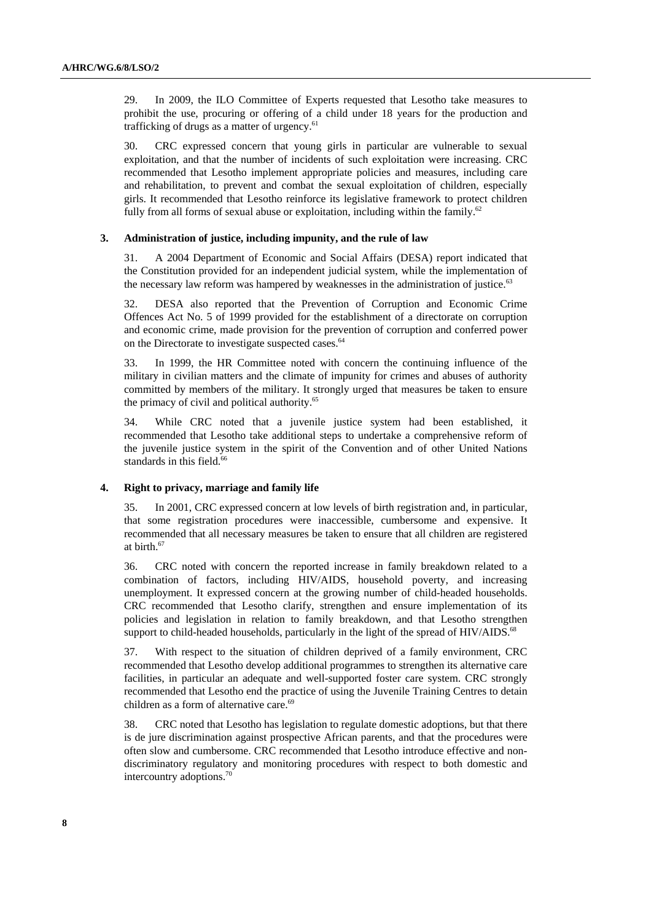29. In 2009, the ILO Committee of Experts requested that Lesotho take measures to prohibit the use, procuring or offering of a child under 18 years for the production and trafficking of drugs as a matter of urgency.[61]

30. CRC expressed concern that young girls in particular are vulnerable to sexual exploitation, and that the number of incidents of such exploitation were increasing. CRC recommended that Lesotho implement appropriate policies and measures, including care and rehabilitation, to prevent and combat the sexual exploitation of children, especially girls. It recommended that Lesotho reinforce its legislative framework to protect children fully from all forms of sexual abuse or exploitation, including within the family.[62]

### 3. Administration of justice, including impunity, and the rule of law

31. A 2004 Department of Economic and Social Affairs (DESA) report indicated that the Constitution provided for an independent judicial system, while the implementation of the necessary law reform was hampered by weaknesses in the administration of justice.[63]

32. DESA also reported that the Prevention of Corruption and Economic Crime Offences Act No. 5 of 1999 provided for the establishment of a directorate on corruption and economic crime, made provision for the prevention of corruption and conferred power on the Directorate to investigate suspected cases.[64]

33. In 1999, the HR Committee noted with concern the continuing influence of the military in civilian matters and the climate of impunity for crimes and abuses of authority committed by members of the military. It strongly urged that measures be taken to ensure the primacy of civil and political authority.[65]

34. While CRC noted that a juvenile justice system had been established, it recommended that Lesotho take additional steps to undertake a comprehensive reform of the juvenile justice system in the spirit of the Convention and of other United Nations standards in this field.[66]

### 4. Right to privacy, marriage and family life

35. In 2001, CRC expressed concern at low levels of birth registration and, in particular, that some registration procedures were inaccessible, cumbersome and expensive. It recommended that all necessary measures be taken to ensure that all children are registered at birth.[67]

36. CRC noted with concern the reported increase in family breakdown related to a combination of factors, including HIV/AIDS, household poverty, and increasing unemployment. It expressed concern at the growing number of child-headed households. CRC recommended that Lesotho clarify, strengthen and ensure implementation of its policies and legislation in relation to family breakdown, and that Lesotho strengthen support to child-headed households, particularly in the light of the spread of HIV/AIDS.[68]

37. With respect to the situation of children deprived of a family environment, CRC recommended that Lesotho develop additional programmes to strengthen its alternative care facilities, in particular an adequate and well-supported foster care system. CRC strongly recommended that Lesotho end the practice of using the Juvenile Training Centres to detain children as a form of alternative care.[69]

38. CRC noted that Lesotho has legislation to regulate domestic adoptions, but that there is de jure discrimination against prospective African parents, and that the procedures were often slow and cumbersome. CRC recommended that Lesotho introduce effective and non-discriminatory regulatory and monitoring procedures with respect to both domestic and intercountry adoptions.[70]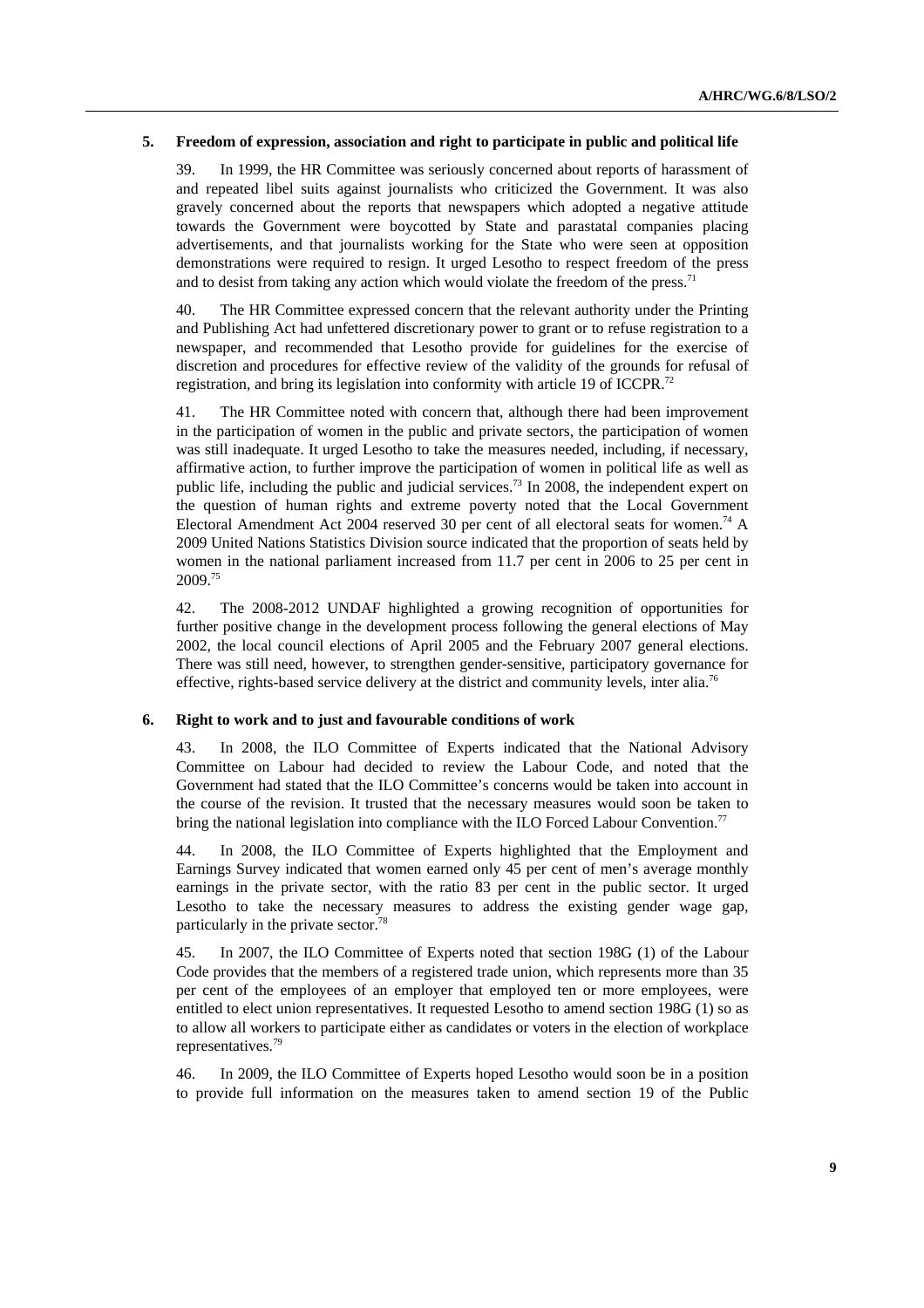## 5. Freedom of expression, association and right to participate in public and political life

39. In 1999, the HR Committee was seriously concerned about reports of harassment of and repeated libel suits against journalists who criticized the Government. It was also gravely concerned about the reports that newspapers which adopted a negative attitude towards the Government were boycotted by State and parastatal companies placing advertisements, and that journalists working for the State who were seen at opposition demonstrations were required to resign. It urged Lesotho to respect freedom of the press and to desist from taking any action which would violate the freedom of the press.[71]

40. The HR Committee expressed concern that the relevant authority under the Printing and Publishing Act had unfettered discretionary power to grant or to refuse registration to a newspaper, and recommended that Lesotho provide for guidelines for the exercise of discretion and procedures for effective review of the validity of the grounds for refusal of registration, and bring its legislation into conformity with article 19 of ICCPR.[72]

41. The HR Committee noted with concern that, although there had been improvement in the participation of women in the public and private sectors, the participation of women was still inadequate. It urged Lesotho to take the measures needed, including, if necessary, affirmative action, to further improve the participation of women in political life as well as public life, including the public and judicial services.[73] In 2008, the independent expert on the question of human rights and extreme poverty noted that the Local Government Electoral Amendment Act 2004 reserved 30 per cent of all electoral seats for women.[74] A 2009 United Nations Statistics Division source indicated that the proportion of seats held by women in the national parliament increased from 11.7 per cent in 2006 to 25 per cent in 2009.[75]

42. The 2008-2012 UNDAF highlighted a growing recognition of opportunities for further positive change in the development process following the general elections of May 2002, the local council elections of April 2005 and the February 2007 general elections. There was still need, however, to strengthen gender-sensitive, participatory governance for effective, rights-based service delivery at the district and community levels, inter alia.[76]

## 6. Right to work and to just and favourable conditions of work

43. In 2008, the ILO Committee of Experts indicated that the National Advisory Committee on Labour had decided to review the Labour Code, and noted that the Government had stated that the ILO Committee's concerns would be taken into account in the course of the revision. It trusted that the necessary measures would soon be taken to bring the national legislation into compliance with the ILO Forced Labour Convention.[77]

44. In 2008, the ILO Committee of Experts highlighted that the Employment and Earnings Survey indicated that women earned only 45 per cent of men's average monthly earnings in the private sector, with the ratio 83 per cent in the public sector. It urged Lesotho to take the necessary measures to address the existing gender wage gap, particularly in the private sector.[78]

45. In 2007, the ILO Committee of Experts noted that section 198G (1) of the Labour Code provides that the members of a registered trade union, which represents more than 35 per cent of the employees of an employer that employed ten or more employees, were entitled to elect union representatives. It requested Lesotho to amend section 198G (1) so as to allow all workers to participate either as candidates or voters in the election of workplace representatives.[79]

46. In 2009, the ILO Committee of Experts hoped Lesotho would soon be in a position to provide full information on the measures taken to amend section 19 of the Public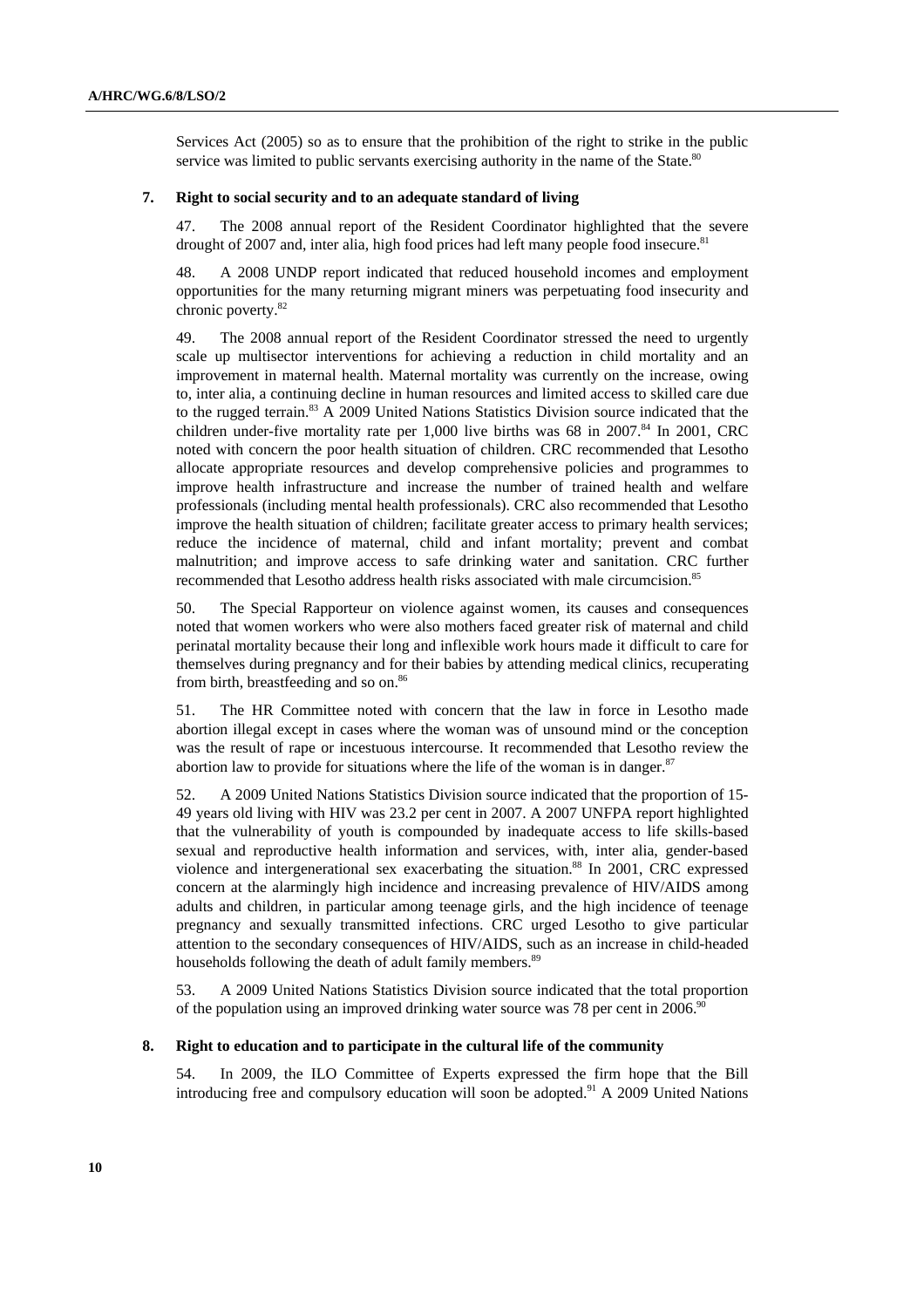Services Act (2005) so as to ensure that the prohibition of the right to strike in the public service was limited to public servants exercising authority in the name of the State.[80]

## 7. Right to social security and to an adequate standard of living

47. The 2008 annual report of the Resident Coordinator highlighted that the severe drought of 2007 and, inter alia, high food prices had left many people food insecure.[81]

48. A 2008 UNDP report indicated that reduced household incomes and employment opportunities for the many returning migrant miners was perpetuating food insecurity and chronic poverty.[82]

49. The 2008 annual report of the Resident Coordinator stressed the need to urgently scale up multisector interventions for achieving a reduction in child mortality and an improvement in maternal health. Maternal mortality was currently on the increase, owing to, inter alia, a continuing decline in human resources and limited access to skilled care due to the rugged terrain.[83] A 2009 United Nations Statistics Division source indicated that the children under-five mortality rate per 1,000 live births was 68 in 2007.[84] In 2001, CRC noted with concern the poor health situation of children. CRC recommended that Lesotho allocate appropriate resources and develop comprehensive policies and programmes to improve health infrastructure and increase the number of trained health and welfare professionals (including mental health professionals). CRC also recommended that Lesotho improve the health situation of children; facilitate greater access to primary health services; reduce the incidence of maternal, child and infant mortality; prevent and combat malnutrition; and improve access to safe drinking water and sanitation. CRC further recommended that Lesotho address health risks associated with male circumcision.[85]

50. The Special Rapporteur on violence against women, its causes and consequences noted that women workers who were also mothers faced greater risk of maternal and child perinatal mortality because their long and inflexible work hours made it difficult to care for themselves during pregnancy and for their babies by attending medical clinics, recuperating from birth, breastfeeding and so on.[86]

51. The HR Committee noted with concern that the law in force in Lesotho made abortion illegal except in cases where the woman was of unsound mind or the conception was the result of rape or incestuous intercourse. It recommended that Lesotho review the abortion law to provide for situations where the life of the woman is in danger.[87]

52. A 2009 United Nations Statistics Division source indicated that the proportion of 15-49 years old living with HIV was 23.2 per cent in 2007. A 2007 UNFPA report highlighted that the vulnerability of youth is compounded by inadequate access to life skills-based sexual and reproductive health information and services, with, inter alia, gender-based violence and intergenerational sex exacerbating the situation.[88] In 2001, CRC expressed concern at the alarmingly high incidence and increasing prevalence of HIV/AIDS among adults and children, in particular among teenage girls, and the high incidence of teenage pregnancy and sexually transmitted infections. CRC urged Lesotho to give particular attention to the secondary consequences of HIV/AIDS, such as an increase in child-headed households following the death of adult family members.[89]

53. A 2009 United Nations Statistics Division source indicated that the total proportion of the population using an improved drinking water source was 78 per cent in 2006.[90]

## 8. Right to education and to participate in the cultural life of the community

54. In 2009, the ILO Committee of Experts expressed the firm hope that the Bill introducing free and compulsory education will soon be adopted.[91] A 2009 United Nations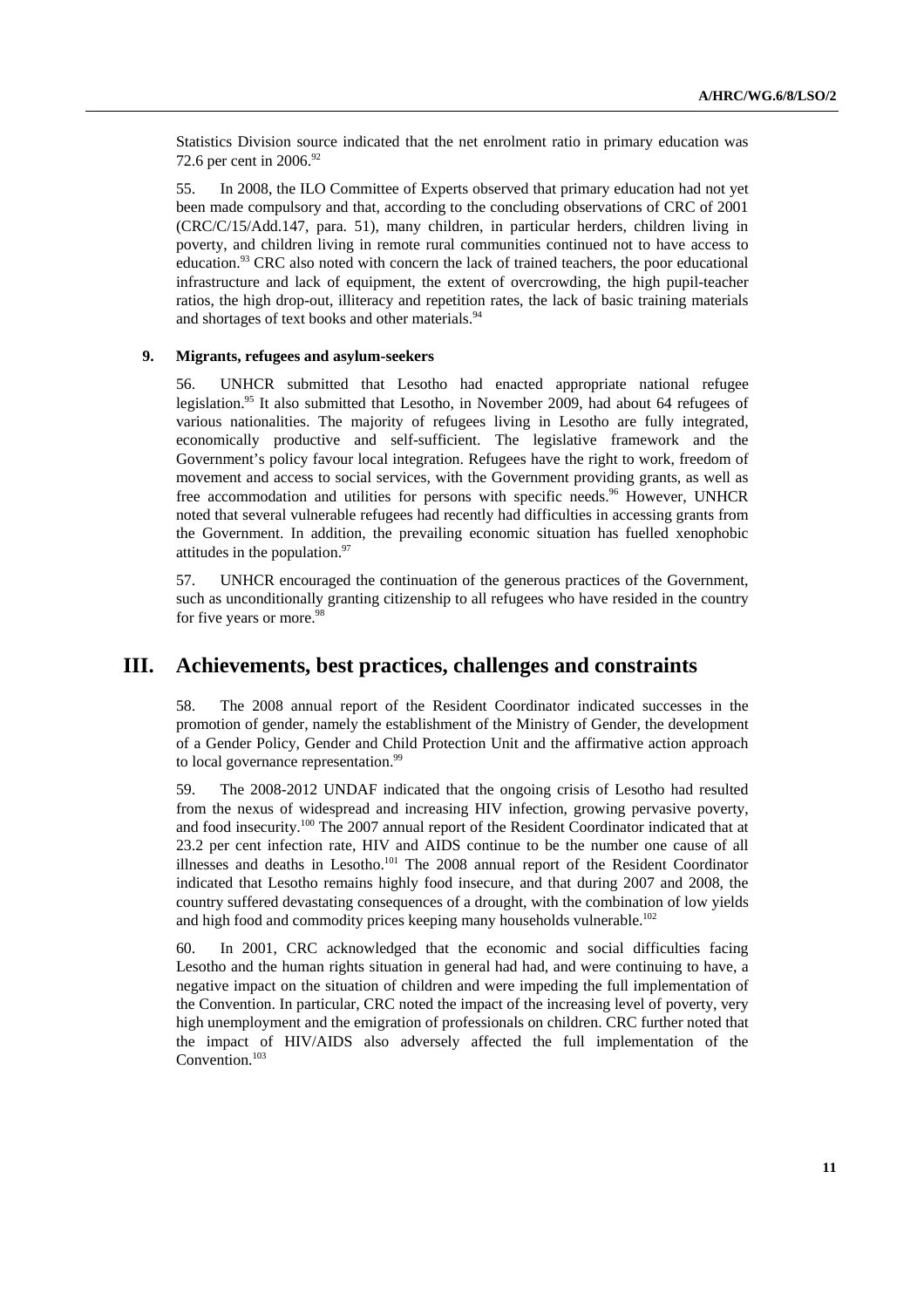Statistics Division source indicated that the net enrolment ratio in primary education was 72.6 per cent in 2006.[92]

55. In 2008, the ILO Committee of Experts observed that primary education had not yet been made compulsory and that, according to the concluding observations of CRC of 2001 (CRC/C/15/Add.147, para. 51), many children, in particular herders, children living in poverty, and children living in remote rural communities continued not to have access to education.[93] CRC also noted with concern the lack of trained teachers, the poor educational infrastructure and lack of equipment, the extent of overcrowding, the high pupil-teacher ratios, the high drop-out, illiteracy and repetition rates, the lack of basic training materials and shortages of text books and other materials.[94]

### 9. Migrants, refugees and asylum-seekers

56. UNHCR submitted that Lesotho had enacted appropriate national refugee legislation.[95] It also submitted that Lesotho, in November 2009, had about 64 refugees of various nationalities. The majority of refugees living in Lesotho are fully integrated, economically productive and self-sufficient. The legislative framework and the Government's policy favour local integration. Refugees have the right to work, freedom of movement and access to social services, with the Government providing grants, as well as free accommodation and utilities for persons with specific needs.[96] However, UNHCR noted that several vulnerable refugees had recently had difficulties in accessing grants from the Government. In addition, the prevailing economic situation has fuelled xenophobic attitudes in the population.[97]

57. UNHCR encouraged the continuation of the generous practices of the Government, such as unconditionally granting citizenship to all refugees who have resided in the country for five years or more.[98]

## III. Achievements, best practices, challenges and constraints

58. The 2008 annual report of the Resident Coordinator indicated successes in the promotion of gender, namely the establishment of the Ministry of Gender, the development of a Gender Policy, Gender and Child Protection Unit and the affirmative action approach to local governance representation.[99]

59. The 2008-2012 UNDAF indicated that the ongoing crisis of Lesotho had resulted from the nexus of widespread and increasing HIV infection, growing pervasive poverty, and food insecurity.[100] The 2007 annual report of the Resident Coordinator indicated that at 23.2 per cent infection rate, HIV and AIDS continue to be the number one cause of all illnesses and deaths in Lesotho.[101] The 2008 annual report of the Resident Coordinator indicated that Lesotho remains highly food insecure, and that during 2007 and 2008, the country suffered devastating consequences of a drought, with the combination of low yields and high food and commodity prices keeping many households vulnerable.[102]

60. In 2001, CRC acknowledged that the economic and social difficulties facing Lesotho and the human rights situation in general had had, and were continuing to have, a negative impact on the situation of children and were impeding the full implementation of the Convention. In particular, CRC noted the impact of the increasing level of poverty, very high unemployment and the emigration of professionals on children. CRC further noted that the impact of HIV/AIDS also adversely affected the full implementation of the Convention.[103]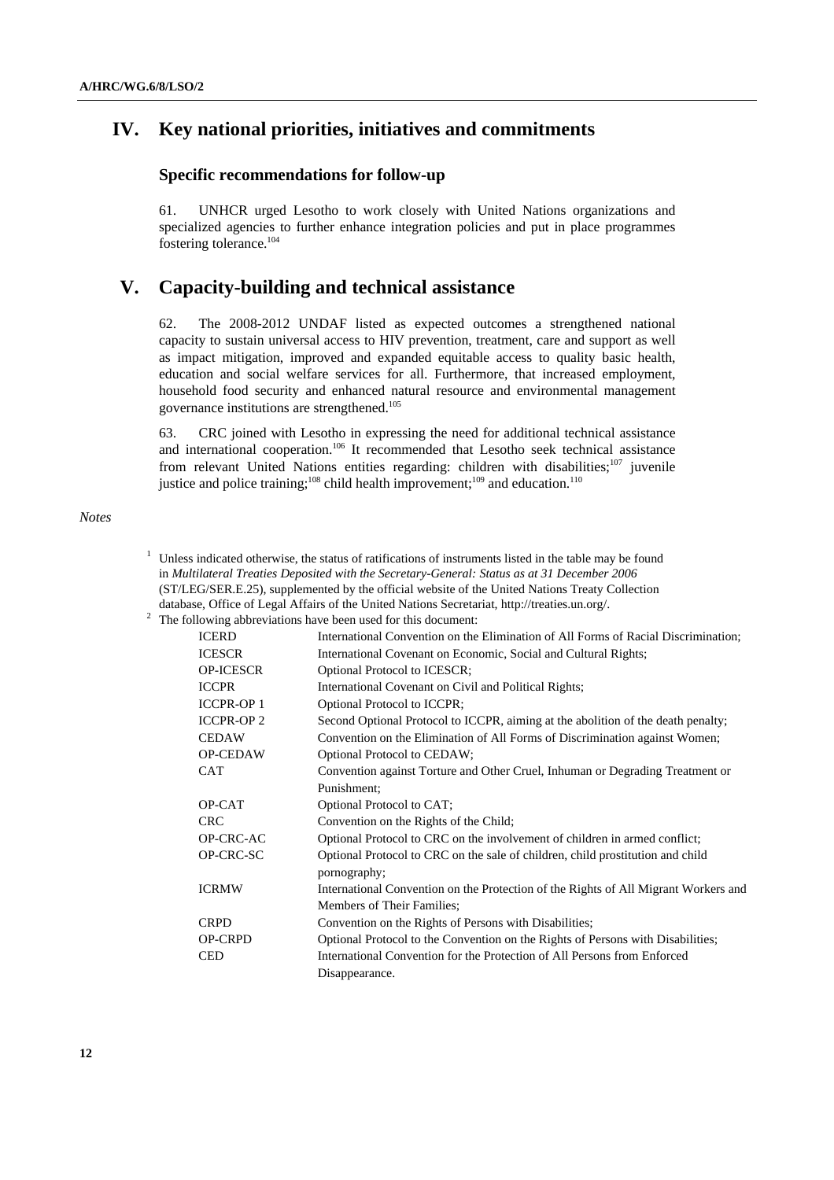## IV. Key national priorities, initiatives and commitments

### Specific recommendations for follow-up

61. UNHCR urged Lesotho to work closely with United Nations organizations and specialized agencies to further enhance integration policies and put in place programmes fostering tolerance.[104]

## V. Capacity-building and technical assistance

62. The 2008-2012 UNDAF listed as expected outcomes a strengthened national capacity to sustain universal access to HIV prevention, treatment, care and support as well as impact mitigation, improved and expanded equitable access to quality basic health, education and social welfare services for all. Furthermore, that increased employment, household food security and enhanced natural resource and environmental management governance institutions are strengthened.[105]

63. CRC joined with Lesotho in expressing the need for additional technical assistance and international cooperation.[106] It recommended that Lesotho seek technical assistance from relevant United Nations entities regarding: children with disabilities;[107] juvenile justice and police training;[108] child health improvement;[109] and education.[110]

*Notes*

[1] Unless indicated otherwise, the status of ratifications of instruments listed in the table may be found in *Multilateral Treaties Deposited with the Secretary-General: Status as at 31 December 2006* (ST/LEG/SER.E.25), supplemented by the official website of the United Nations Treaty Collection database, Office of Legal Affairs of the United Nations Secretariat, http://treaties.un.org/.

[2] The following abbreviations have been used for this document:

| | |
|---|---|
| ICERD | International Convention on the Elimination of All Forms of Racial Discrimination; |
| ICESCR | International Covenant on Economic, Social and Cultural Rights; |
| OP-ICESCR | Optional Protocol to ICESCR; |
| ICCPR | International Covenant on Civil and Political Rights; |
| ICCPR-OP 1 | Optional Protocol to ICCPR; |
| ICCPR-OP 2 | Second Optional Protocol to ICCPR, aiming at the abolition of the death penalty; |
| CEDAW | Convention on the Elimination of All Forms of Discrimination against Women; |
| OP-CEDAW | Optional Protocol to CEDAW; |
| CAT | Convention against Torture and Other Cruel, Inhuman or Degrading Treatment or Punishment; |
| OP-CAT | Optional Protocol to CAT; |
| CRC | Convention on the Rights of the Child; |
| OP-CRC-AC | Optional Protocol to CRC on the involvement of children in armed conflict; |
| OP-CRC-SC | Optional Protocol to CRC on the sale of children, child prostitution and child pornography; |
| ICRMW | International Convention on the Protection of the Rights of All Migrant Workers and Members of Their Families; |
| CRPD | Convention on the Rights of Persons with Disabilities; |
| OP-CRPD | Optional Protocol to the Convention on the Rights of Persons with Disabilities; |
| CED | International Convention for the Protection of All Persons from Enforced Disappearance. |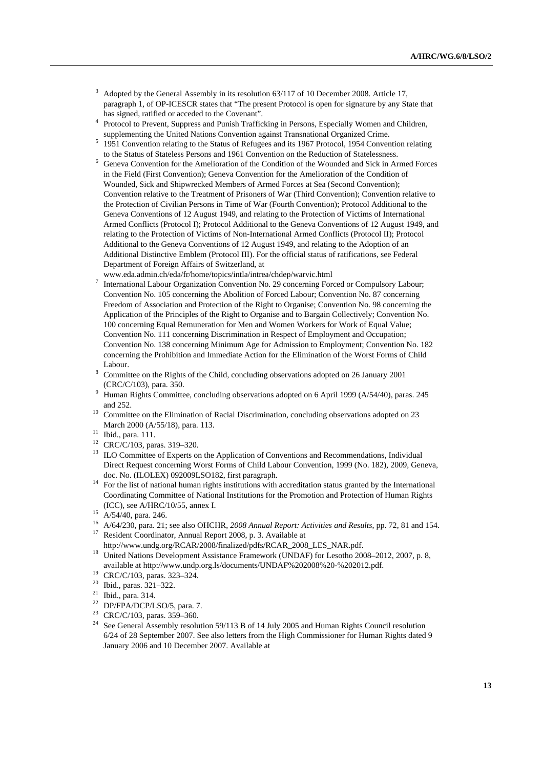[3] Adopted by the General Assembly in its resolution 63/117 of 10 December 2008. Article 17, paragraph 1, of OP-ICESCR states that "The present Protocol is open for signature by any State that has signed, ratified or acceded to the Covenant".

[4] Protocol to Prevent, Suppress and Punish Trafficking in Persons, Especially Women and Children, supplementing the United Nations Convention against Transnational Organized Crime.

[5] 1951 Convention relating to the Status of Refugees and its 1967 Protocol, 1954 Convention relating to the Status of Stateless Persons and 1961 Convention on the Reduction of Statelessness.

[6] Geneva Convention for the Amelioration of the Condition of the Wounded and Sick in Armed Forces in the Field (First Convention); Geneva Convention for the Amelioration of the Condition of Wounded, Sick and Shipwrecked Members of Armed Forces at Sea (Second Convention); Convention relative to the Treatment of Prisoners of War (Third Convention); Convention relative to the Protection of Civilian Persons in Time of War (Fourth Convention); Protocol Additional to the Geneva Conventions of 12 August 1949, and relating to the Protection of Victims of International Armed Conflicts (Protocol I); Protocol Additional to the Geneva Conventions of 12 August 1949, and relating to the Protection of Victims of Non-International Armed Conflicts (Protocol II); Protocol Additional to the Geneva Conventions of 12 August 1949, and relating to the Adoption of an Additional Distinctive Emblem (Protocol III). For the official status of ratifications, see Federal Department of Foreign Affairs of Switzerland, at www.eda.admin.ch/eda/fr/home/topics/intla/intrea/chdep/warvic.html

[7] International Labour Organization Convention No. 29 concerning Forced or Compulsory Labour; Convention No. 105 concerning the Abolition of Forced Labour; Convention No. 87 concerning Freedom of Association and Protection of the Right to Organise; Convention No. 98 concerning the Application of the Principles of the Right to Organise and to Bargain Collectively; Convention No. 100 concerning Equal Remuneration for Men and Women Workers for Work of Equal Value; Convention No. 111 concerning Discrimination in Respect of Employment and Occupation; Convention No. 138 concerning Minimum Age for Admission to Employment; Convention No. 182 concerning the Prohibition and Immediate Action for the Elimination of the Worst Forms of Child Labour.

[8] Committee on the Rights of the Child, concluding observations adopted on 26 January 2001 (CRC/C/103), para. 350.

[9] Human Rights Committee, concluding observations adopted on 6 April 1999 (A/54/40), paras. 245 and 252.

[10] Committee on the Elimination of Racial Discrimination, concluding observations adopted on 23 March 2000 (A/55/18), para. 113.

[11] Ibid., para. 111.

[12] CRC/C/103, paras. 319–320.

[13] ILO Committee of Experts on the Application of Conventions and Recommendations, Individual Direct Request concerning Worst Forms of Child Labour Convention, 1999 (No. 182), 2009, Geneva, doc. No. (ILOLEX) 092009LSO182, first paragraph.

[14] For the list of national human rights institutions with accreditation status granted by the International Coordinating Committee of National Institutions for the Promotion and Protection of Human Rights (ICC), see A/HRC/10/55, annex I.

[15] A/54/40, para. 246.

[16] A/64/230, para. 21; see also OHCHR, *2008 Annual Report: Activities and Results*, pp. 72, 81 and 154.

[17] Resident Coordinator, Annual Report 2008, p. 3. Available at http://www.undg.org/RCAR/2008/finalized/pdfs/RCAR_2008_LES_NAR.pdf.

[18] United Nations Development Assistance Framework (UNDAF) for Lesotho 2008–2012, 2007, p. 8, available at http://www.undp.org.ls/documents/UNDAF%202008%20-%202012.pdf.

[19] CRC/C/103, paras. 323–324.

[20] Ibid., paras. 321–322.

[21] Ibid., para. 314.

[22] DP/FPA/DCP/LSO/5, para. 7.

[23] CRC/C/103, paras. 359–360.

[24] See General Assembly resolution 59/113 B of 14 July 2005 and Human Rights Council resolution 6/24 of 28 September 2007. See also letters from the High Commissioner for Human Rights dated 9 January 2006 and 10 December 2007. Available at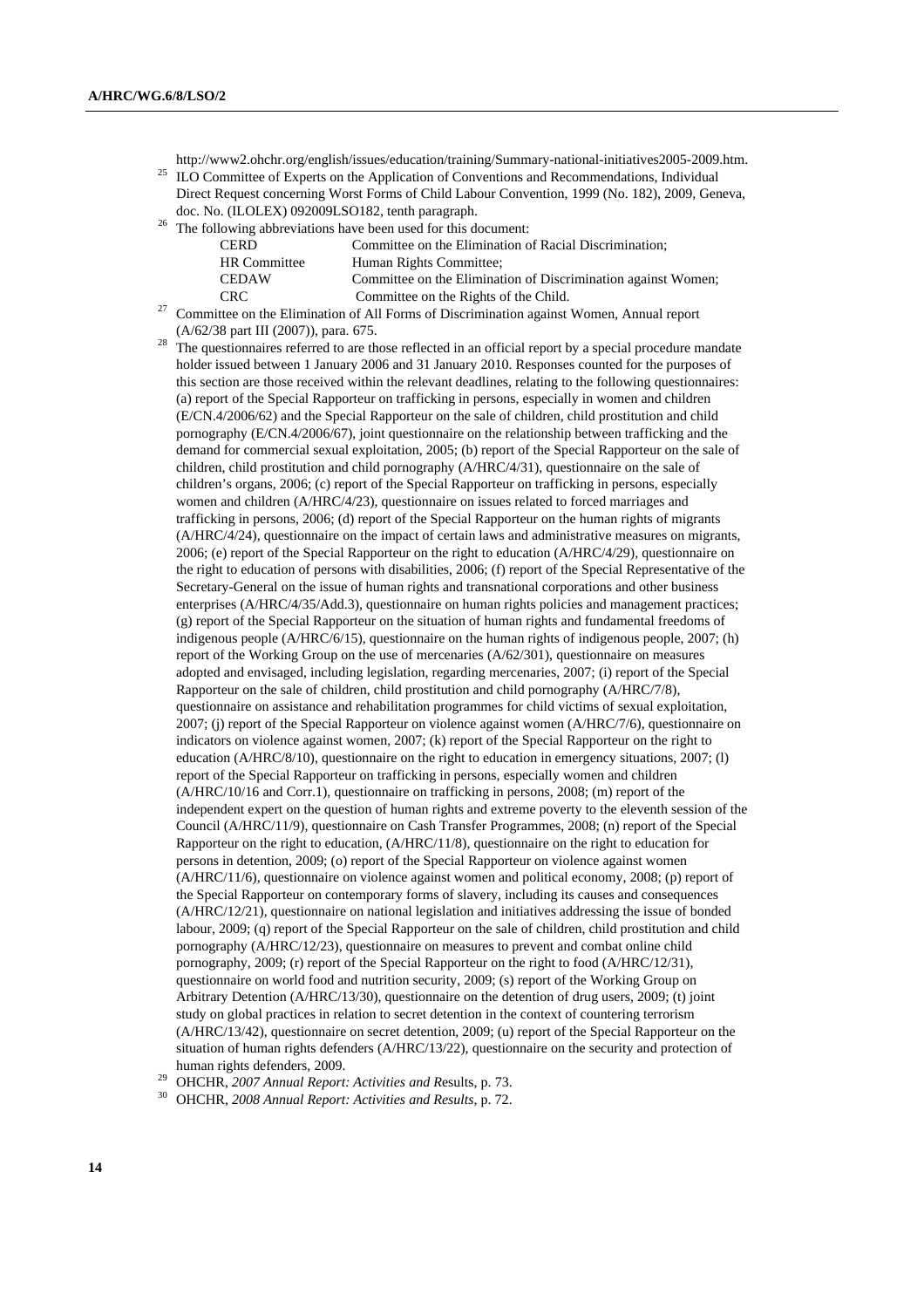http://www2.ohchr.org/english/issues/education/training/Summary-national-initiatives2005-2009.htm.

[25] ILO Committee of Experts on the Application of Conventions and Recommendations, Individual Direct Request concerning Worst Forms of Child Labour Convention, 1999 (No. 182), 2009, Geneva, doc. No. (ILOLEX) 092009LSO182, tenth paragraph.

[26] The following abbreviations have been used for this document:

| | |
|---|---|
| CERD | Committee on the Elimination of Racial Discrimination; |
| HR Committee | Human Rights Committee; |
| CEDAW | Committee on the Elimination of Discrimination against Women; |
| CRC | Committee on the Rights of the Child. |

[27] Committee on the Elimination of All Forms of Discrimination against Women, Annual report (A/62/38 part III (2007)), para. 675.

[28] The questionnaires referred to are those reflected in an official report by a special procedure mandate holder issued between 1 January 2006 and 31 January 2010. Responses counted for the purposes of this section are those received within the relevant deadlines, relating to the following questionnaires: (a) report of the Special Rapporteur on trafficking in persons, especially in women and children (E/CN.4/2006/62) and the Special Rapporteur on the sale of children, child prostitution and child pornography (E/CN.4/2006/67), joint questionnaire on the relationship between trafficking and the demand for commercial sexual exploitation, 2005; (b) report of the Special Rapporteur on the sale of children, child prostitution and child pornography (A/HRC/4/31), questionnaire on the sale of children's organs, 2006; (c) report of the Special Rapporteur on trafficking in persons, especially women and children (A/HRC/4/23), questionnaire on issues related to forced marriages and trafficking in persons, 2006; (d) report of the Special Rapporteur on the human rights of migrants (A/HRC/4/24), questionnaire on the impact of certain laws and administrative measures on migrants, 2006; (e) report of the Special Rapporteur on the right to education (A/HRC/4/29), questionnaire on the right to education of persons with disabilities, 2006; (f) report of the Special Representative of the Secretary-General on the issue of human rights and transnational corporations and other business enterprises (A/HRC/4/35/Add.3), questionnaire on human rights policies and management practices; (g) report of the Special Rapporteur on the situation of human rights and fundamental freedoms of indigenous people (A/HRC/6/15), questionnaire on the human rights of indigenous people, 2007; (h) report of the Working Group on the use of mercenaries (A/62/301), questionnaire on measures adopted and envisaged, including legislation, regarding mercenaries, 2007; (i) report of the Special Rapporteur on the sale of children, child prostitution and child pornography (A/HRC/7/8), questionnaire on assistance and rehabilitation programmes for child victims of sexual exploitation, 2007; (j) report of the Special Rapporteur on violence against women (A/HRC/7/6), questionnaire on indicators on violence against women, 2007; (k) report of the Special Rapporteur on the right to education (A/HRC/8/10), questionnaire on the right to education in emergency situations, 2007; (l) report of the Special Rapporteur on trafficking in persons, especially women and children (A/HRC/10/16 and Corr.1), questionnaire on trafficking in persons, 2008; (m) report of the independent expert on the question of human rights and extreme poverty to the eleventh session of the Council (A/HRC/11/9), questionnaire on Cash Transfer Programmes, 2008; (n) report of the Special Rapporteur on the right to education, (A/HRC/11/8), questionnaire on the right to education for persons in detention, 2009; (o) report of the Special Rapporteur on violence against women (A/HRC/11/6), questionnaire on violence against women and political economy, 2008; (p) report of the Special Rapporteur on contemporary forms of slavery, including its causes and consequences (A/HRC/12/21), questionnaire on national legislation and initiatives addressing the issue of bonded labour, 2009; (q) report of the Special Rapporteur on the sale of children, child prostitution and child pornography (A/HRC/12/23), questionnaire on measures to prevent and combat online child pornography, 2009; (r) report of the Special Rapporteur on the right to food (A/HRC/12/31), questionnaire on world food and nutrition security, 2009; (s) report of the Working Group on Arbitrary Detention (A/HRC/13/30), questionnaire on the detention of drug users, 2009; (t) joint study on global practices in relation to secret detention in the context of countering terrorism (A/HRC/13/42), questionnaire on secret detention, 2009; (u) report of the Special Rapporteur on the situation of human rights defenders (A/HRC/13/22), questionnaire on the security and protection of human rights defenders, 2009.

[29] OHCHR, *2007 Annual Report: Activities and R*esults, p. 73.

[30] OHCHR, *2008 Annual Report: Activities and Results*, p. 72.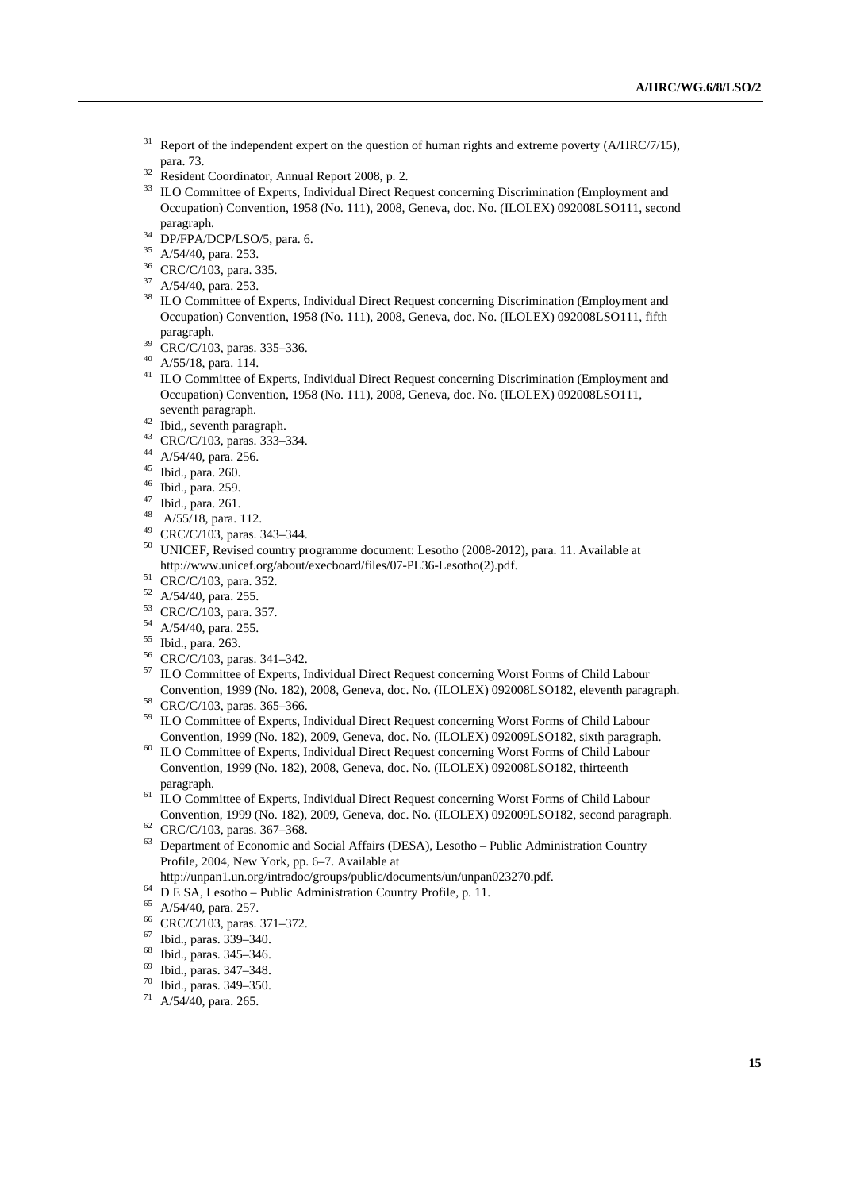[31] Report of the independent expert on the question of human rights and extreme poverty (A/HRC/7/15), para. 73.

[32] Resident Coordinator, Annual Report 2008, p. 2.

[33] ILO Committee of Experts, Individual Direct Request concerning Discrimination (Employment and Occupation) Convention, 1958 (No. 111), 2008, Geneva, doc. No. (ILOLEX) 092008LSO111, second paragraph.

[34] DP/FPA/DCP/LSO/5, para. 6.

[35] A/54/40, para. 253.

[36] CRC/C/103, para. 335.

[37] A/54/40, para. 253.

[38] ILO Committee of Experts, Individual Direct Request concerning Discrimination (Employment and Occupation) Convention, 1958 (No. 111), 2008, Geneva, doc. No. (ILOLEX) 092008LSO111, fifth paragraph.

[39] CRC/C/103, paras. 335–336.

[40] A/55/18, para. 114.

[41] ILO Committee of Experts, Individual Direct Request concerning Discrimination (Employment and Occupation) Convention, 1958 (No. 111), 2008, Geneva, doc. No. (ILOLEX) 092008LSO111, seventh paragraph.

[42] Ibid,, seventh paragraph.

[43] CRC/C/103, paras. 333–334.

[44] A/54/40, para. 256.

[45] Ibid., para. 260.

[46] Ibid., para. 259.

[47] Ibid., para. 261.

[48] A/55/18, para. 112.

[49] CRC/C/103, paras. 343–344.

[50] UNICEF, Revised country programme document: Lesotho (2008-2012), para. 11. Available at http://www.unicef.org/about/execboard/files/07-PL36-Lesotho(2).pdf.

[51] CRC/C/103, para. 352.

[52] A/54/40, para. 255.

[53] CRC/C/103, para. 357.

[54] A/54/40, para. 255.

[55] Ibid., para. 263.

[56] CRC/C/103, paras. 341–342.

[57] ILO Committee of Experts, Individual Direct Request concerning Worst Forms of Child Labour Convention, 1999 (No. 182), 2008, Geneva, doc. No. (ILOLEX) 092008LSO182, eleventh paragraph.

[58] CRC/C/103, paras. 365–366.

[59] ILO Committee of Experts, Individual Direct Request concerning Worst Forms of Child Labour Convention, 1999 (No. 182), 2009, Geneva, doc. No. (ILOLEX) 092009LSO182, sixth paragraph.

[60] ILO Committee of Experts, Individual Direct Request concerning Worst Forms of Child Labour Convention, 1999 (No. 182), 2008, Geneva, doc. No. (ILOLEX) 092008LSO182, thirteenth paragraph.

[61] ILO Committee of Experts, Individual Direct Request concerning Worst Forms of Child Labour Convention, 1999 (No. 182), 2009, Geneva, doc. No. (ILOLEX) 092009LSO182, second paragraph.

[62] CRC/C/103, paras. 367–368.

[63] Department of Economic and Social Affairs (DESA), Lesotho – Public Administration Country Profile, 2004, New York, pp. 6–7. Available at http://unpan1.un.org/intradoc/groups/public/documents/un/unpan023270.pdf.

[64] D E SA, Lesotho – Public Administration Country Profile, p. 11.

[65] A/54/40, para. 257.

[66] CRC/C/103, paras. 371–372.

[67] Ibid., paras. 339–340.

[68] Ibid., paras. 345–346.

[69] Ibid., paras. 347–348.

[70] Ibid., paras. 349–350.

[71] A/54/40, para. 265.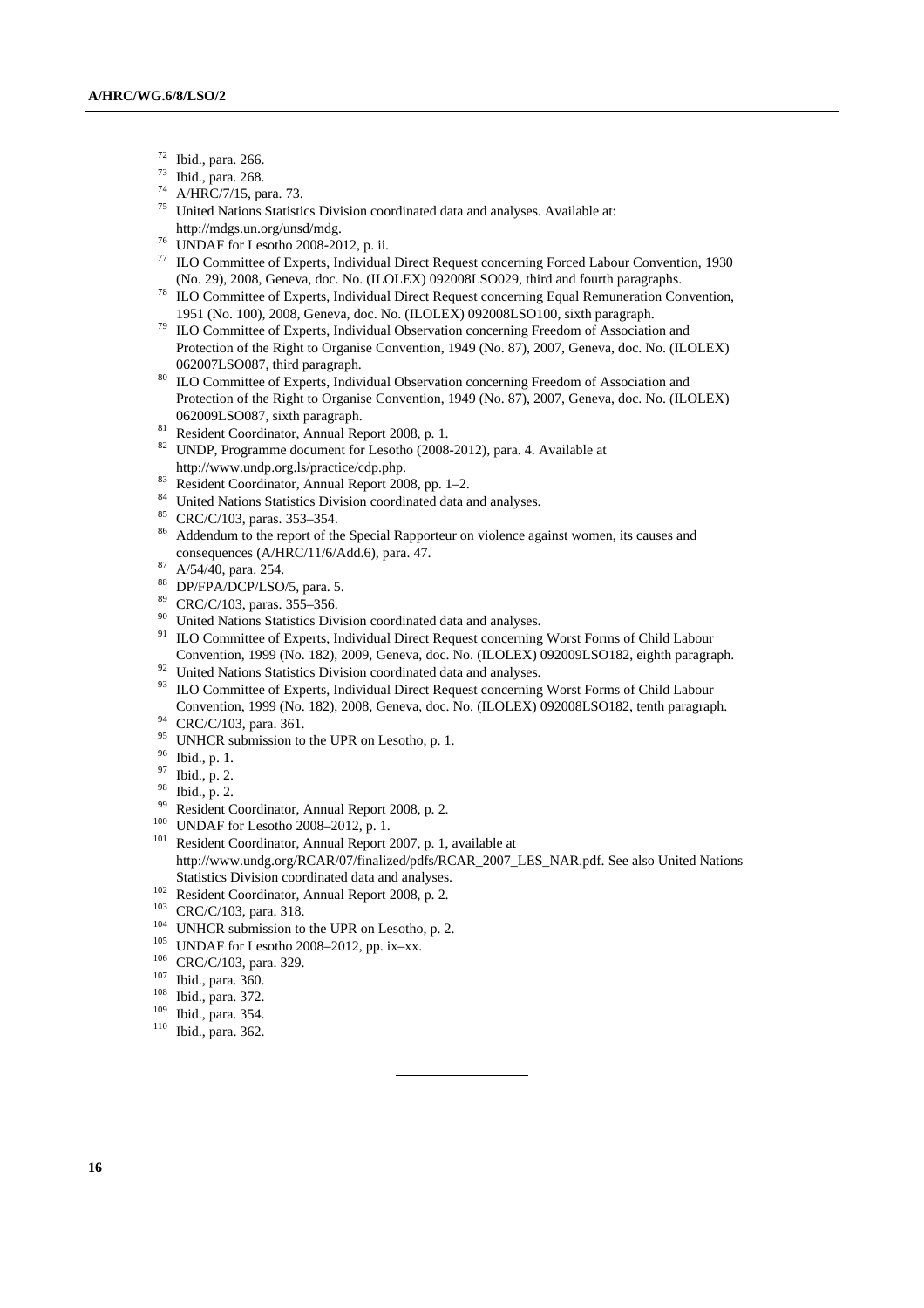[72] Ibid., para. 266.

[73] Ibid., para. 268.

[74] A/HRC/7/15, para. 73.

[75] United Nations Statistics Division coordinated data and analyses. Available at: http://mdgs.un.org/unsd/mdg.

[76] UNDAF for Lesotho 2008-2012, p. ii.

[77] ILO Committee of Experts, Individual Direct Request concerning Forced Labour Convention, 1930 (No. 29), 2008, Geneva, doc. No. (ILOLEX) 092008LSO029, third and fourth paragraphs.

[78] ILO Committee of Experts, Individual Direct Request concerning Equal Remuneration Convention, 1951 (No. 100), 2008, Geneva, doc. No. (ILOLEX) 092008LSO100, sixth paragraph.

[79] ILO Committee of Experts, Individual Observation concerning Freedom of Association and Protection of the Right to Organise Convention, 1949 (No. 87), 2007, Geneva, doc. No. (ILOLEX) 062007LSO087, third paragraph.

[80] ILO Committee of Experts, Individual Observation concerning Freedom of Association and Protection of the Right to Organise Convention, 1949 (No. 87), 2007, Geneva, doc. No. (ILOLEX) 062009LSO087, sixth paragraph.

[81] Resident Coordinator, Annual Report 2008, p. 1.

[82] UNDP, Programme document for Lesotho (2008-2012), para. 4. Available at http://www.undp.org.ls/practice/cdp.php.

[83] Resident Coordinator, Annual Report 2008, pp. 1–2.

[84] United Nations Statistics Division coordinated data and analyses.

[85] CRC/C/103, paras. 353–354.

[86] Addendum to the report of the Special Rapporteur on violence against women, its causes and consequences (A/HRC/11/6/Add.6), para. 47.

[87] A/54/40, para. 254.

[88] DP/FPA/DCP/LSO/5, para. 5.

[89] CRC/C/103, paras. 355–356.

[90] United Nations Statistics Division coordinated data and analyses.

[91] ILO Committee of Experts, Individual Direct Request concerning Worst Forms of Child Labour Convention, 1999 (No. 182), 2009, Geneva, doc. No. (ILOLEX) 092009LSO182, eighth paragraph.

[92] United Nations Statistics Division coordinated data and analyses.

[93] ILO Committee of Experts, Individual Direct Request concerning Worst Forms of Child Labour Convention, 1999 (No. 182), 2008, Geneva, doc. No. (ILOLEX) 092008LSO182, tenth paragraph.

[94] CRC/C/103, para. 361.

[95] UNHCR submission to the UPR on Lesotho, p. 1.

[96] Ibid., p. 1.

[97] Ibid., p. 2.

[98] Ibid., p. 2.

[99] Resident Coordinator, Annual Report 2008, p. 2.

[100] UNDAF for Lesotho 2008–2012, p. 1.

[101] Resident Coordinator, Annual Report 2007, p. 1, available at http://www.undg.org/RCAR/07/finalized/pdfs/RCAR_2007_LES_NAR.pdf. See also United Nations Statistics Division coordinated data and analyses.

[102] Resident Coordinator, Annual Report 2008, p. 2.

[103] CRC/C/103, para. 318.

[104] UNHCR submission to the UPR on Lesotho, p. 2.

[105] UNDAF for Lesotho 2008–2012, pp. ix–xx.

[106] CRC/C/103, para. 329.

[107] Ibid., para. 360.

[108] Ibid., para. 372.

[109] Ibid., para. 354.

[110] Ibid., para. 362.